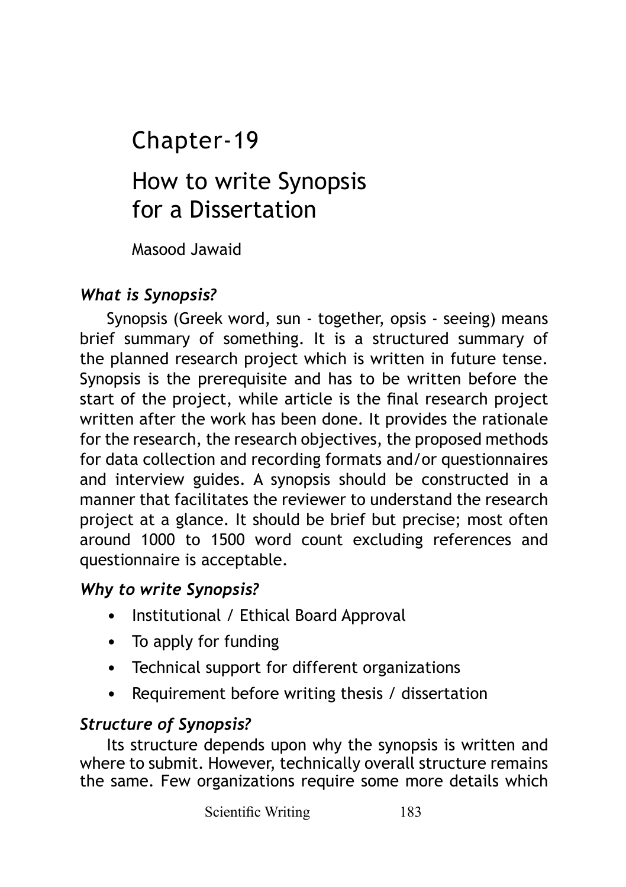# Chapter-19

# How to write Synopsis for a Dissertation

Masood Jawaid

### *What is Synopsis?*

Synopsis (Greek word, sun - together, opsis - seeing) means brief summary of something. It is a structured summary of the planned research project which is written in future tense. Synopsis is the prerequisite and has to be written before the start of the project, while article is the final research project written after the work has been done. It provides the rationale for the research, the research objectives, the proposed methods for data collection and recording formats and/or questionnaires and interview guides. A synopsis should be constructed in a manner that facilitates the reviewer to understand the research project at a glance. It should be brief but precise; most often around 1000 to 1500 word count excluding references and questionnaire is acceptable.

### *Why to write Synopsis?*

- Institutional / Ethical Board Approval
- To apply for funding
- Technical support for different organizations
- Requirement before writing thesis / dissertation

### *Structure of Synopsis?*

Its structure depends upon why the synopsis is written and where to submit. However, technically overall structure remains the same. Few organizations require some more details which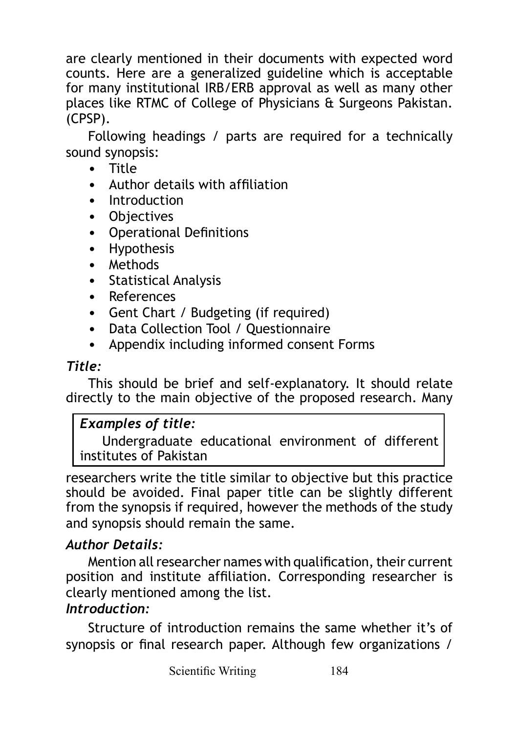are clearly mentioned in their documents with expected word counts. Here are a generalized guideline which is acceptable for many institutional IRB/ERB approval as well as many other places like RTMC of College of Physicians & Surgeons Pakistan. (CPSP).

Following headings / parts are required for a technically sound synopsis:

- Title
- Author details with affiliation
- Introduction
- Objectives
- Operational Definitions
- Hypothesis
- Methods
- Statistical Analysis
- References
- Gent Chart / Budgeting (if required)
- Data Collection Tool / Questionnaire
- Appendix including informed consent Forms

***Title:***

This should be brief and self-explanatory. It should relate directly to the main objective of the proposed research. Many researchers write the title similar to objective but this practice should be avoided. Final paper title can be slightly different from the synopsis if required, however the methods of the study and synopsis should remain the same.

> ***Examples of title:***
>
> Undergraduate educational environment of different institutes of Pakistan

***Author Details:***

Mention all researcher names with qualification, their current position and institute affiliation. Corresponding researcher is clearly mentioned among the list.

***Introduction:***

Structure of introduction remains the same whether it's of synopsis or final research paper. Although few organizations /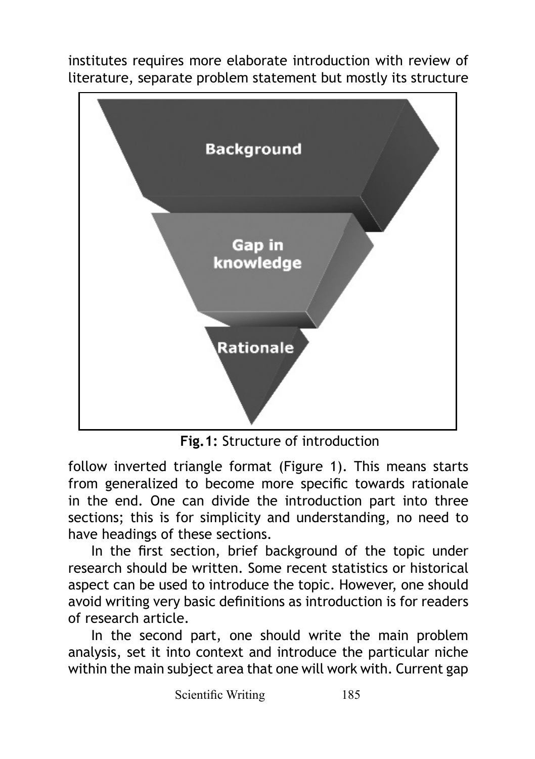institutes requires more elaborate introduction with review of literature, separate problem statement but mostly its structure

**Fig.1:** Structure of introduction

follow inverted triangle format (Figure 1). This means starts from generalized to become more specific towards rationale in the end. One can divide the introduction part into three sections; this is for simplicity and understanding, no need to have headings of these sections.

In the first section, brief background of the topic under research should be written. Some recent statistics or historical aspect can be used to introduce the topic. However, one should avoid writing very basic definitions as introduction is for readers of research article.

In the second part, one should write the main problem analysis, set it into context and introduce the particular niche within the main subject area that one will work with. Current gap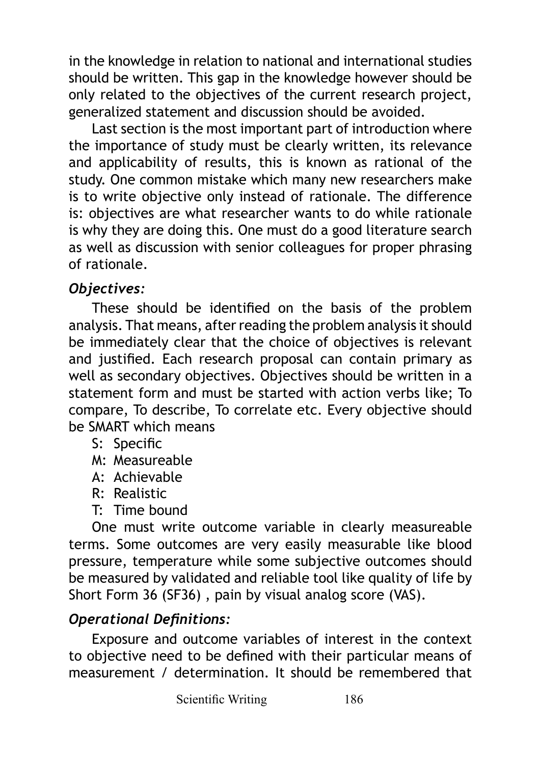in the knowledge in relation to national and international studies should be written. This gap in the knowledge however should be only related to the objectives of the current research project, generalized statement and discussion should be avoided.

Last section is the most important part of introduction where the importance of study must be clearly written, its relevance and applicability of results, this is known as rational of the study. One common mistake which many new researchers make is to write objective only instead of rationale. The difference is: objectives are what researcher wants to do while rationale is why they are doing this. One must do a good literature search as well as discussion with senior colleagues for proper phrasing of rationale.

### *Objectives:*

These should be identified on the basis of the problem analysis. That means, after reading the problem analysis it should be immediately clear that the choice of objectives is relevant and justified. Each research proposal can contain primary as well as secondary objectives. Objectives should be written in a statement form and must be started with action verbs like; To compare, To describe, To correlate etc. Every objective should be SMART which means

- S: Specific
- M: Measureable
- A: Achievable
- R: Realistic
- T: Time bound

One must write outcome variable in clearly measureable terms. Some outcomes are very easily measurable like blood pressure, temperature while some subjective outcomes should be measured by validated and reliable tool like quality of life by Short Form 36 (SF36) , pain by visual analog score (VAS).

### *Operational Definitions:*

Exposure and outcome variables of interest in the context to objective need to be defined with their particular means of measurement / determination. It should be remembered that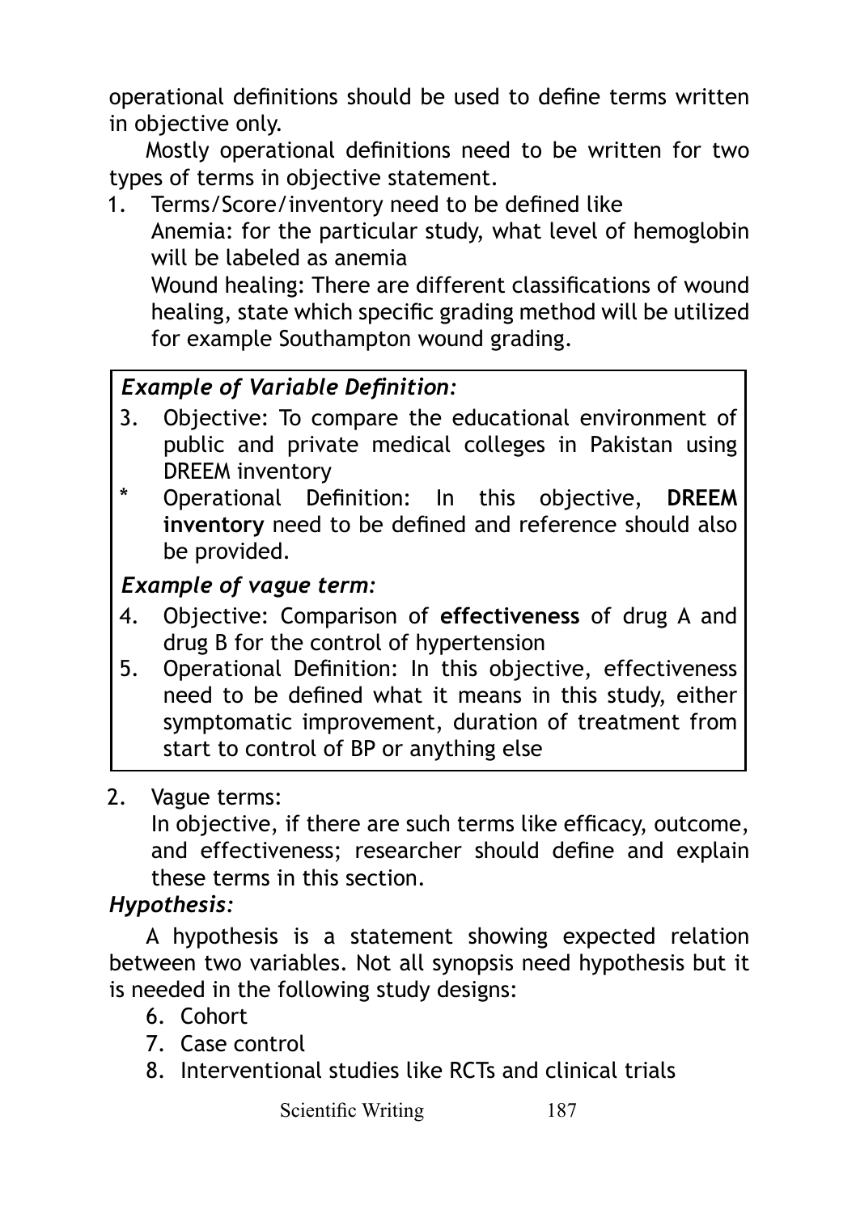operational definitions should be used to define terms written in objective only.

Mostly operational definitions need to be written for two types of terms in objective statement.

1. Terms/Score/inventory need to be defined like
   Anemia: for the particular study, what level of hemoglobin will be labeled as anemia
   Wound healing: There are different classifications of wound healing, state which specific grading method will be utilized for example Southampton wound grading.

> ***Example of Variable Definition:***
>
> 3. Objective: To compare the educational environment of public and private medical colleges in Pakistan using DREEM inventory
>
> \* Operational Definition: In this objective, **DREEM inventory** need to be defined and reference should also be provided.
>
> ***Example of vague term:***
>
> 4. Objective: Comparison of **effectiveness** of drug A and drug B for the control of hypertension
> 5. Operational Definition: In this objective, effectiveness need to be defined what it means in this study, either symptomatic improvement, duration of treatment from start to control of BP or anything else

2. Vague terms:
   In objective, if there are such terms like efficacy, outcome, and effectiveness; researcher should define and explain these terms in this section.

***Hypothesis:***

A hypothesis is a statement showing expected relation between two variables. Not all synopsis need hypothesis but it is needed in the following study designs:

6. Cohort
7. Case control
8. Interventional studies like RCTs and clinical trials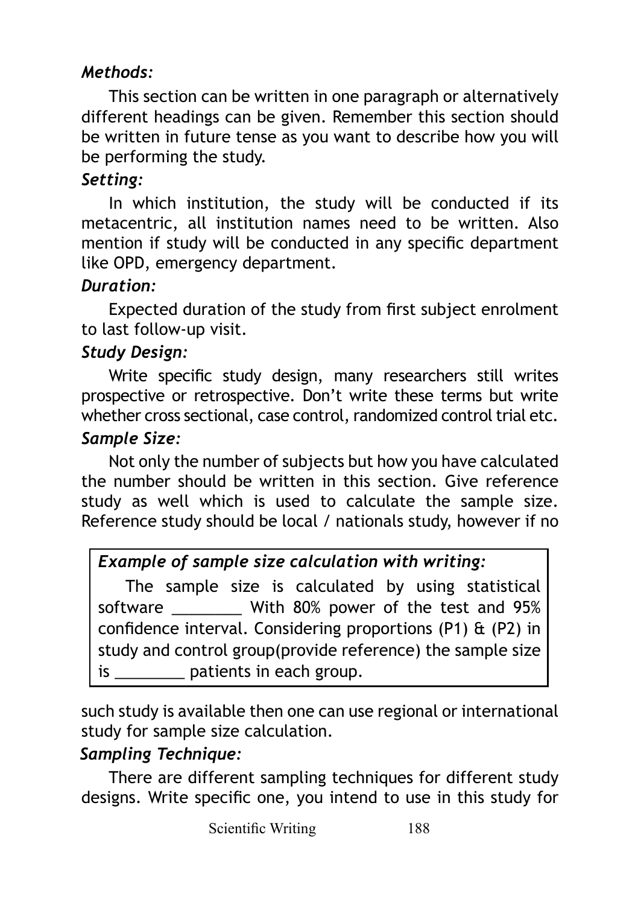***Methods:***

This section can be written in one paragraph or alternatively different headings can be given. Remember this section should be written in future tense as you want to describe how you will be performing the study.

***Setting:***

In which institution, the study will be conducted if its metacentric, all institution names need to be written. Also mention if study will be conducted in any specific department like OPD, emergency department.

***Duration:***

Expected duration of the study from first subject enrolment to last follow-up visit.

***Study Design:***

Write specific study design, many researchers still writes prospective or retrospective. Don't write these terms but write whether cross sectional, case control, randomized control trial etc.

***Sample Size:***

Not only the number of subjects but how you have calculated the number should be written in this section. Give reference study as well which is used to calculate the sample size. Reference study should be local / nationals study, however if no such study is available then one can use regional or international study for sample size calculation.

> ***Example of sample size calculation with writing:***
>
> The sample size is calculated by using statistical software ________ With 80% power of the test and 95% confidence interval. Considering proportions (P1) & (P2) in study and control group(provide reference) the sample size is ________ patients in each group.

***Sampling Technique:***

There are different sampling techniques for different study designs. Write specific one, you intend to use in this study for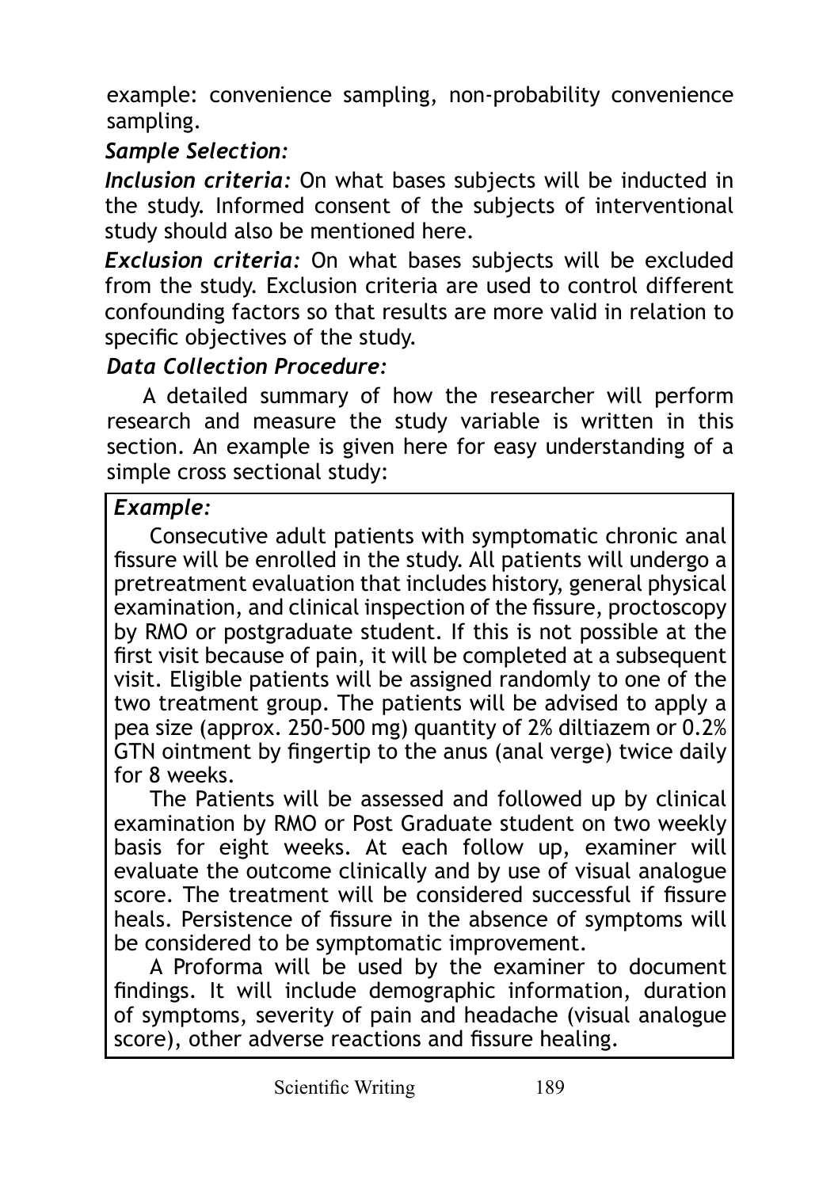example: convenience sampling, non-probability convenience sampling.

***Sample Selection:***

***Inclusion criteria:*** On what bases subjects will be inducted in the study. Informed consent of the subjects of interventional study should also be mentioned here.

***Exclusion criteria:*** On what bases subjects will be excluded from the study. Exclusion criteria are used to control different confounding factors so that results are more valid in relation to specific objectives of the study.

***Data Collection Procedure:***

A detailed summary of how the researcher will perform research and measure the study variable is written in this section. An example is given here for easy understanding of a simple cross sectional study:

> ***Example:***
>
> Consecutive adult patients with symptomatic chronic anal fissure will be enrolled in the study. All patients will undergo a pretreatment evaluation that includes history, general physical examination, and clinical inspection of the fissure, proctoscopy by RMO or postgraduate student. If this is not possible at the first visit because of pain, it will be completed at a subsequent visit. Eligible patients will be assigned randomly to one of the two treatment group. The patients will be advised to apply a pea size (approx. 250-500 mg) quantity of 2% diltiazem or 0.2% GTN ointment by fingertip to the anus (anal verge) twice daily for 8 weeks.
>
> The Patients will be assessed and followed up by clinical examination by RMO or Post Graduate student on two weekly basis for eight weeks. At each follow up, examiner will evaluate the outcome clinically and by use of visual analogue score. The treatment will be considered successful if fissure heals. Persistence of fissure in the absence of symptoms will be considered to be symptomatic improvement.
>
> A Proforma will be used by the examiner to document findings. It will include demographic information, duration of symptoms, severity of pain and headache (visual analogue score), other adverse reactions and fissure healing.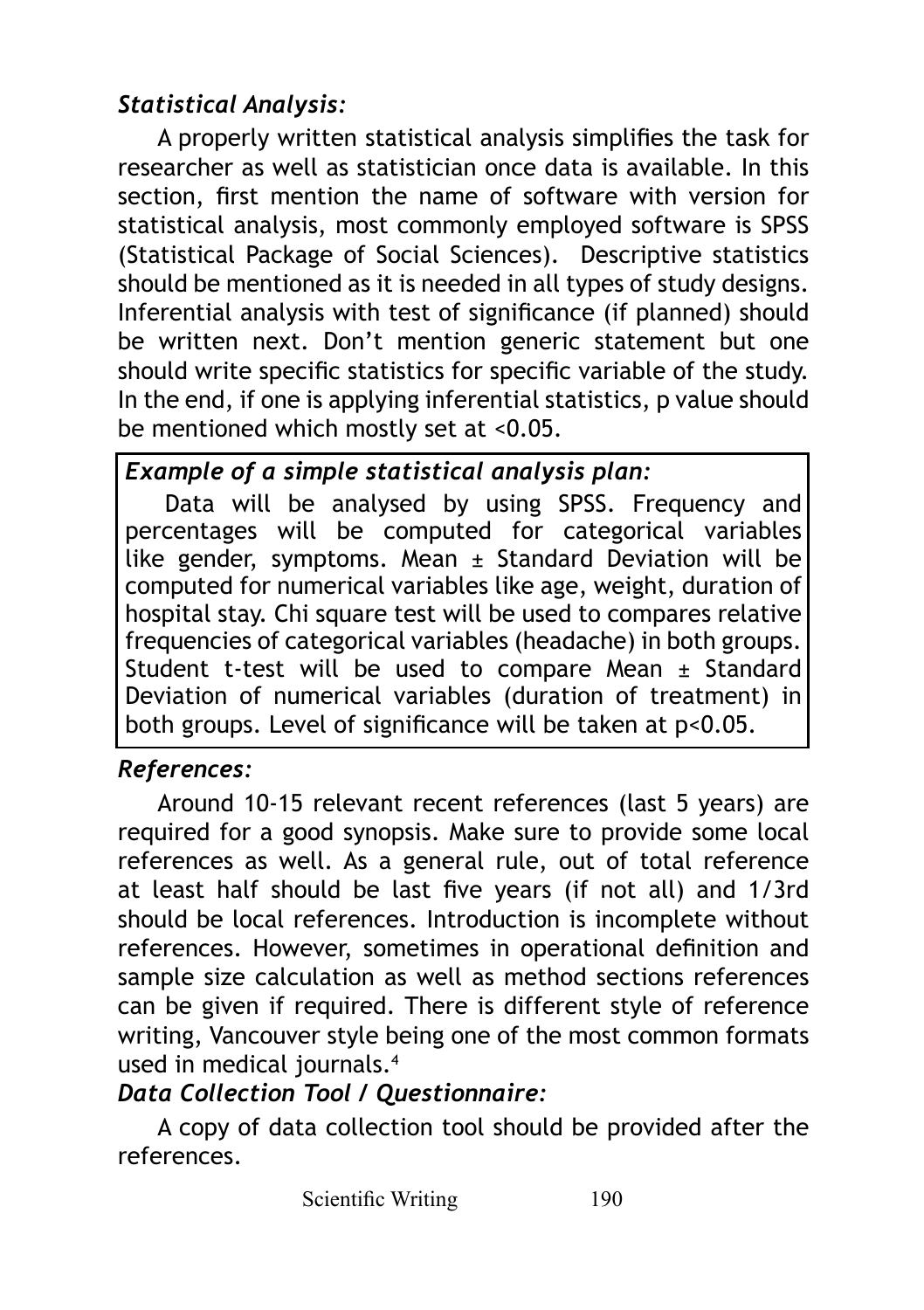### *Statistical Analysis:*

A properly written statistical analysis simplifies the task for researcher as well as statistician once data is available. In this section, first mention the name of software with version for statistical analysis, most commonly employed software is SPSS (Statistical Package of Social Sciences). Descriptive statistics should be mentioned as it is needed in all types of study designs. Inferential analysis with test of significance (if planned) should be written next. Don't mention generic statement but one should write specific statistics for specific variable of the study. In the end, if one is applying inferential statistics, p value should be mentioned which mostly set at <0.05.

> ***Example of a simple statistical analysis plan:***
>
> Data will be analysed by using SPSS. Frequency and percentages will be computed for categorical variables like gender, symptoms. Mean ± Standard Deviation will be computed for numerical variables like age, weight, duration of hospital stay. Chi square test will be used to compares relative frequencies of categorical variables (headache) in both groups. Student t-test will be used to compare Mean ± Standard Deviation of numerical variables (duration of treatment) in both groups. Level of significance will be taken at $p<0.05$.

### *References:*

Around 10-15 relevant recent references (last 5 years) are required for a good synopsis. Make sure to provide some local references as well. As a general rule, out of total reference at least half should be last five years (if not all) and 1/3rd should be local references. Introduction is incomplete without references. However, sometimes in operational definition and sample size calculation as well as method sections references can be given if required. There is different style of reference writing, Vancouver style being one of the most common formats used in medical journals.[4]

### *Data Collection Tool / Questionnaire:*

A copy of data collection tool should be provided after the references.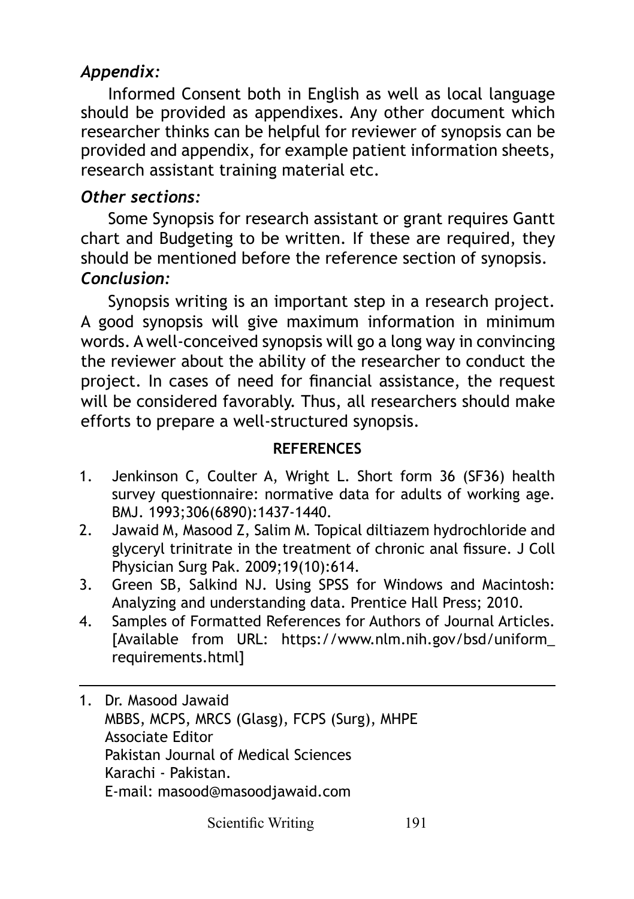### *Appendix:*

Informed Consent both in English as well as local language should be provided as appendixes. Any other document which researcher thinks can be helpful for reviewer of synopsis can be provided and appendix, for example patient information sheets, research assistant training material etc.

### *Other sections:*

Some Synopsis for research assistant or grant requires Gantt chart and Budgeting to be written. If these are required, they should be mentioned before the reference section of synopsis.

### *Conclusion:*

Synopsis writing is an important step in a research project. A good synopsis will give maximum information in minimum words. A well-conceived synopsis will go a long way in convincing the reviewer about the ability of the researcher to conduct the project. In cases of need for financial assistance, the request will be considered favorably. Thus, all researchers should make efforts to prepare a well-structured synopsis.

## REFERENCES

1. Jenkinson C, Coulter A, Wright L. Short form 36 (SF36) health survey questionnaire: normative data for adults of working age. BMJ. 1993;306(6890):1437-1440.
2. Jawaid M, Masood Z, Salim M. Topical diltiazem hydrochloride and glyceryl trinitrate in the treatment of chronic anal fissure. J Coll Physician Surg Pak. 2009;19(10):614.
3. Green SB, Salkind NJ. Using SPSS for Windows and Macintosh: Analyzing and understanding data. Prentice Hall Press; 2010.
4. Samples of Formatted References for Authors of Journal Articles. [Available from URL: https://www.nlm.nih.gov/bsd/uniform_requirements.html]

---

1. Dr. Masood Jawaid
   MBBS, MCPS, MRCS (Glasg), FCPS (Surg), MHPE
   Associate Editor
   Pakistan Journal of Medical Sciences
   Karachi - Pakistan.
   E-mail: masood@masoodjawaid.com